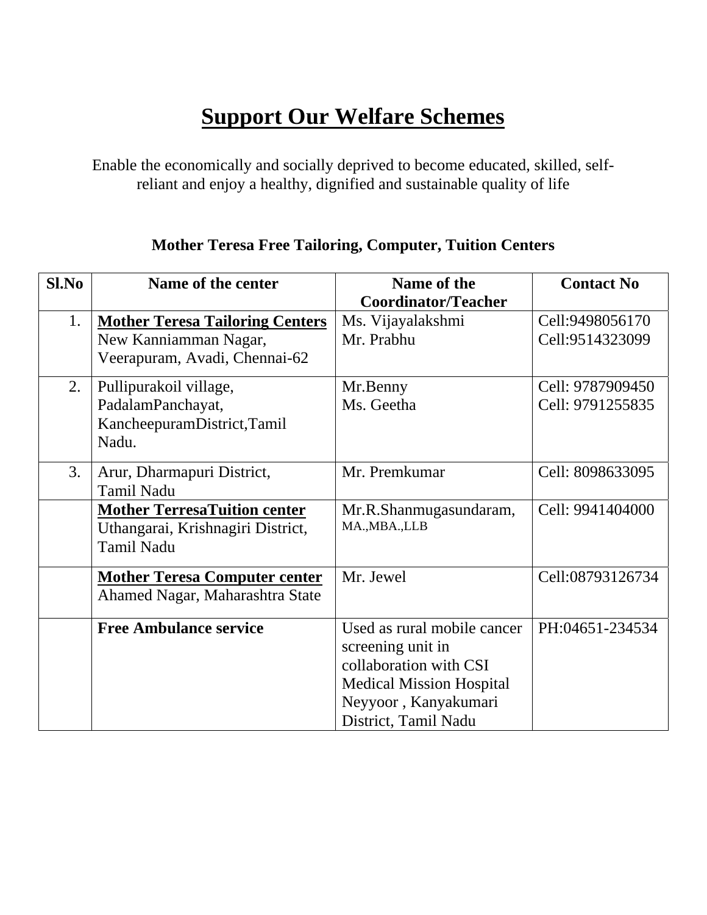# Support Our Welfare Schemes

Enable the economically and socially deprived to become educated, skilled, self-reliant and enjoy a healthy, dignified and sustainable quality of life

### Mother Teresa Free Tailoring, Computer, Tuition Centers

| Sl.No | Name of the center | Name of the Coordinator/Teacher | Contact No |
|---|---|---|---|
| 1. | **Mother Teresa Tailoring Centers** New Kanniamman Nagar, Veerapuram, Avadi, Chennai-62 | Ms. Vijayalakshmi<br>Mr. Prabhu | Cell:9498056170<br>Cell:9514323099 |
| 2. | Pullipurakoil village, PadalamPanchayat, KancheepuramDistrict,Tamil Nadu. | Mr.Benny<br>Ms. Geetha | Cell: 9787909450<br>Cell: 9791255835 |
| 3. | Arur, Dharmapuri District, Tamil Nadu | Mr. Premkumar | Cell: 8098633095 |
| | **Mother TerresaTuition center** Uthangarai, Krishnagiri District, Tamil Nadu | Mr.R.Shanmugasundaram, MA.,MBA.,LLB | Cell: 9941404000 |
| | **Mother Teresa Computer center** Ahamed Nagar, Maharashtra State | Mr. Jewel | Cell:08793126734 |
| | **Free Ambulance service** | Used as rural mobile cancer screening unit in collaboration with CSI Medical Mission Hospital Neyyoor , Kanyakumari District, Tamil Nadu | PH:04651-234534 |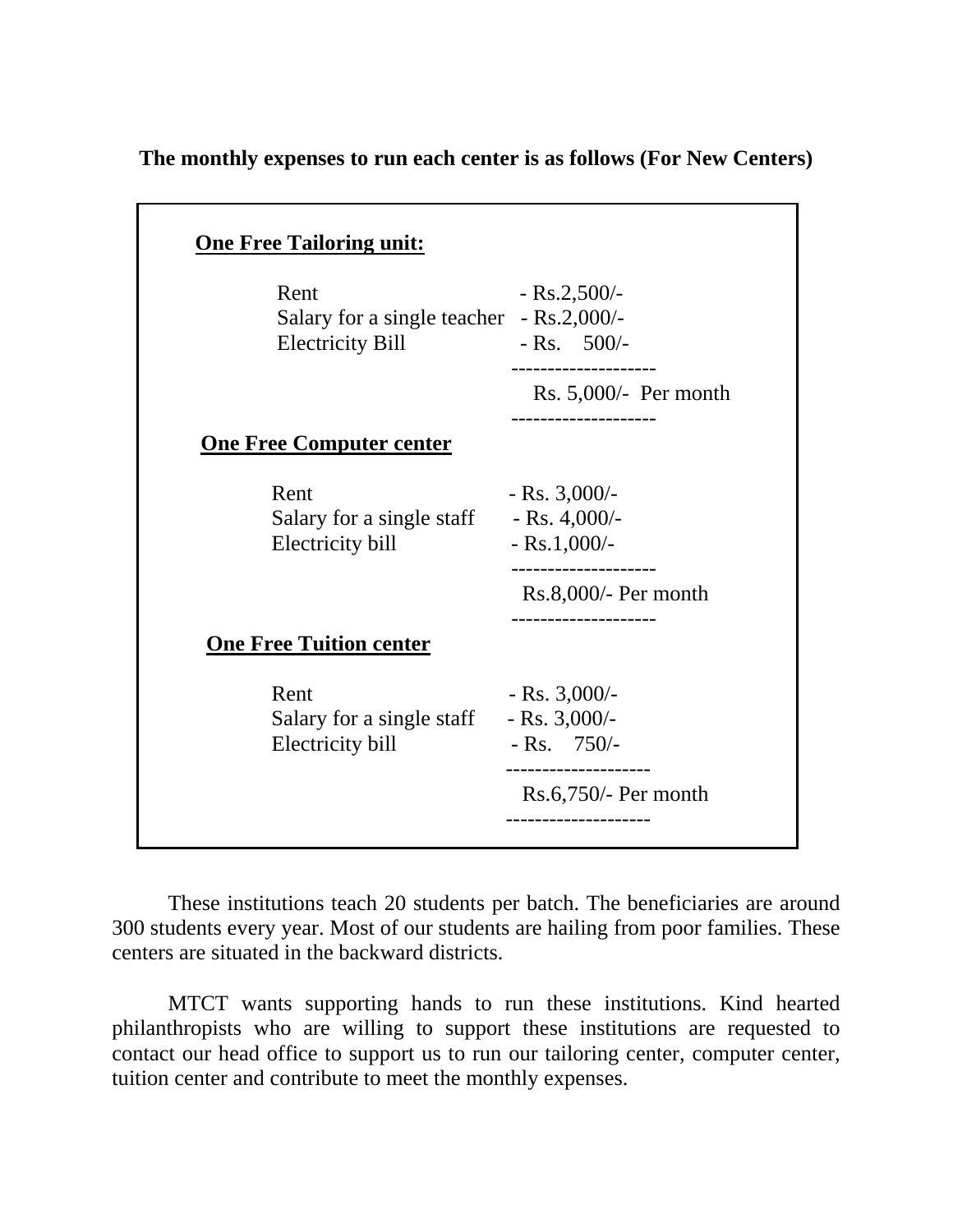**The monthly expenses to run each center is as follows (For New Centers)**

**<u>One Free Tailoring unit:</u>**

| | |
|---|---|
| Rent | - Rs.2,500/- |
| Salary for a single teacher | - Rs.2,000/- |
| Electricity Bill | - Rs. 500/- |
| | Rs. 5,000/- Per month |

**<u>One Free Computer center</u>**

| | |
|---|---|
| Rent | - Rs. 3,000/- |
| Salary for a single staff | - Rs. 4,000/- |
| Electricity bill | - Rs.1,000/- |
| | Rs.8,000/- Per month |

**<u>One Free Tuition center</u>**

| | |
|---|---|
| Rent | - Rs. 3,000/- |
| Salary for a single staff | - Rs. 3,000/- |
| Electricity bill | - Rs. 750/- |
| | Rs.6,750/- Per month |

These institutions teach 20 students per batch. The beneficiaries are around 300 students every year. Most of our students are hailing from poor families. These centers are situated in the backward districts.

MTCT wants supporting hands to run these institutions. Kind hearted philanthropists who are willing to support these institutions are requested to contact our head office to support us to run our tailoring center, computer center, tuition center and contribute to meet the monthly expenses.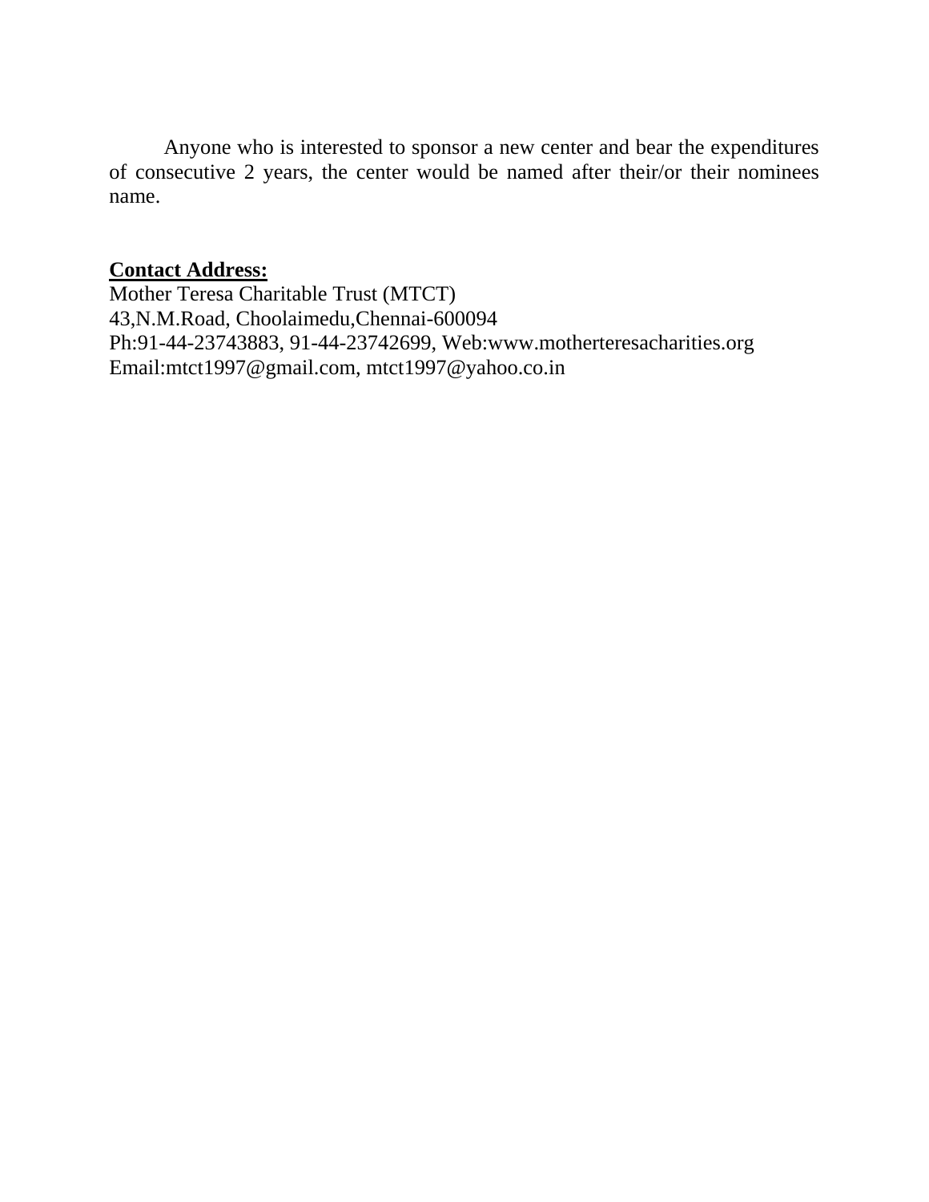Anyone who is interested to sponsor a new center and bear the expenditures of consecutive 2 years, the center would be named after their/or their nominees name.

**Contact Address:**

Mother Teresa Charitable Trust (MTCT)
43,N.M.Road, Choolaimedu,Chennai-600094
Ph:91-44-23743883, 91-44-23742699, Web:www.motherteresacharities.org
Email:mtct1997@gmail.com, mtct1997@yahoo.co.in